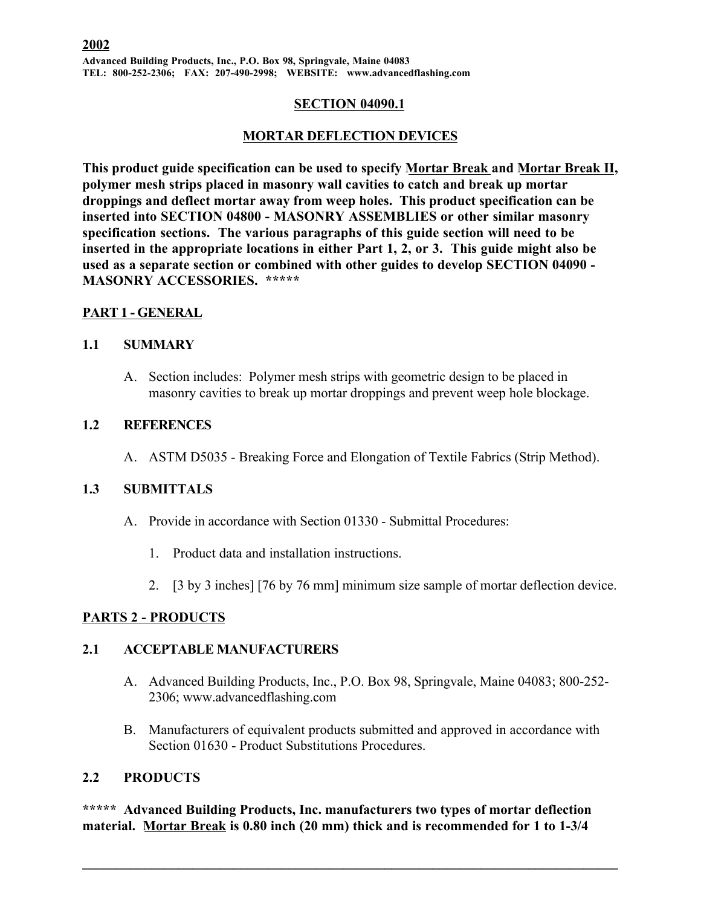**2002**

**Advanced Building Products, Inc., P.O. Box 98, Springvale, Maine 04083**
**TEL: 800-252-2306; FAX: 207-490-2998; WEBSITE: www.advancedflashing.com**

# SECTION 04090.1

## MORTAR DEFLECTION DEVICES

**This product guide specification can be used to specify Mortar Break and Mortar Break II, polymer mesh strips placed in masonry wall cavities to catch and break up mortar droppings and deflect mortar away from weep holes. This product specification can be inserted into SECTION 04800 - MASONRY ASSEMBLIES or other similar masonry specification sections. The various paragraphs of this guide section will need to be inserted in the appropriate locations in either Part 1, 2, or 3. This guide might also be used as a separate section or combined with other guides to develop SECTION 04090 - MASONRY ACCESSORIES. *****

## PART 1 - GENERAL

### 1.1 SUMMARY

A. Section includes: Polymer mesh strips with geometric design to be placed in masonry cavities to break up mortar droppings and prevent weep hole blockage.

### 1.2 REFERENCES

A. ASTM D5035 - Breaking Force and Elongation of Textile Fabrics (Strip Method).

### 1.3 SUBMITTALS

A. Provide in accordance with Section 01330 - Submittal Procedures:

1. Product data and installation instructions.
2. [3 by 3 inches] [76 by 76 mm] minimum size sample of mortar deflection device.

## PARTS 2 - PRODUCTS

### 2.1 ACCEPTABLE MANUFACTURERS

A. Advanced Building Products, Inc., P.O. Box 98, Springvale, Maine 04083; 800-252-2306; www.advancedflashing.com

B. Manufacturers of equivalent products submitted and approved in accordance with Section 01630 - Product Substitutions Procedures.

### 2.2 PRODUCTS

***** Advanced Building Products, Inc. manufacturers two types of mortar deflection material. Mortar Break is 0.80 inch (20 mm) thick and is recommended for 1 to 1-3/4**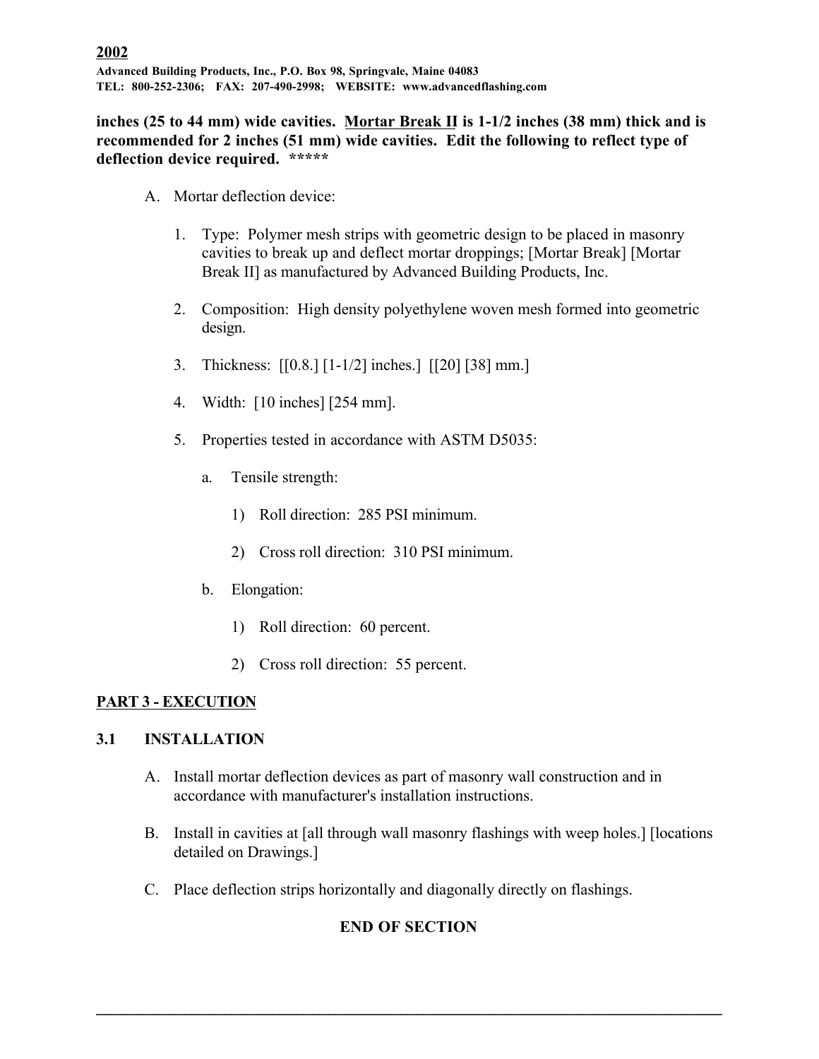**inches (25 to 44 mm) wide cavities. Mortar Break II is 1-1/2 inches (38 mm) thick and is recommended for 2 inches (51 mm) wide cavities. Edit the following to reflect type of deflection device required. *****

A. Mortar deflection device:

1. Type: Polymer mesh strips with geometric design to be placed in masonry cavities to break up and deflect mortar droppings; [Mortar Break] [Mortar Break II] as manufactured by Advanced Building Products, Inc.

2. Composition: High density polyethylene woven mesh formed into geometric design.

3. Thickness: [[0.8.] [1-1/2] inches.] [[20] [38] mm.]

4. Width: [10 inches] [254 mm].

5. Properties tested in accordance with ASTM D5035:

   a. Tensile strength:

      1) Roll direction: 285 PSI minimum.

      2) Cross roll direction: 310 PSI minimum.

   b. Elongation:

      1) Roll direction: 60 percent.

      2) Cross roll direction: 55 percent.

## PART 3 - EXECUTION

### 3.1 INSTALLATION

A. Install mortar deflection devices as part of masonry wall construction and in accordance with manufacturer's installation instructions.

B. Install in cavities at [all through wall masonry flashings with weep holes.] [locations detailed on Drawings.]

C. Place deflection strips horizontally and diagonally directly on flashings.

**END OF SECTION**